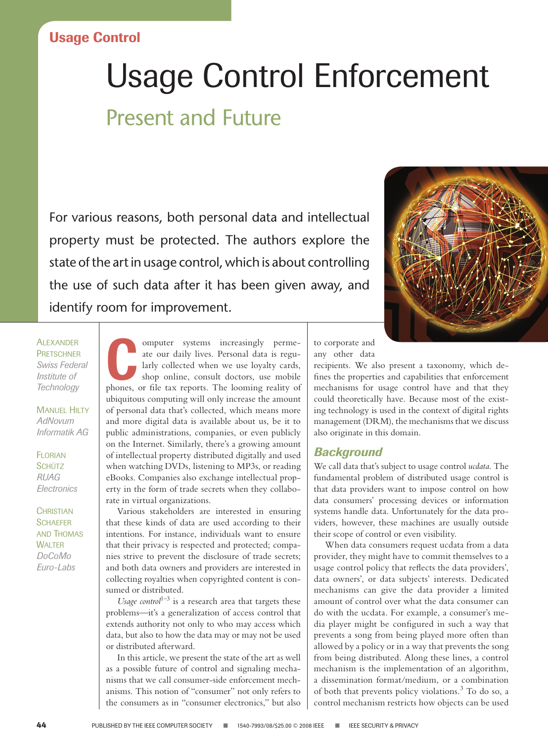Usage Control

# Usage Control Enforcement

## Present and Future

For various reasons, both personal data and intellectual property must be protected. The authors explore the state of the art in usage control, which is about controlling the use of such data after it has been given away, and identify room for improvement.

Alexander Pretschner *Swiss Federal Institute of Technology*

Manuel Hilty *AdNovum Informatik AG*

Florian Schütz *RUAG Electronics*

Christian Schaefer and Thomas Walter *DoCoMo Euro-Labs*

Computer systems increasingly permeate our daily lives. Personal data is regularly collected when we use loyalty cards, shop online, consult doctors, use mobile phones, or file tax reports. The looming reality of ubiquitous computing will only increase the amount of personal data that's collected, which means more and more digital data is available about us, be it to public administrations, companies, or even publicly on the Internet. Similarly, there's a growing amount of intellectual property distributed digitally and used when watching DVDs, listening to MP3s, or reading eBooks. Companies also exchange intellectual property in the form of trade secrets when they collaborate in virtual organizations.

Various stakeholders are interested in ensuring that these kinds of data are used according to their intentions. For instance, individuals want to ensure that their privacy is respected and protected; companies strive to prevent the disclosure of trade secrets; and both data owners and providers are interested in collecting royalties when copyrighted content is consumed or distributed.

*Usage control*[1–3] is a research area that targets these problems—it's a generalization of access control that extends authority not only to who may access which data, but also to how the data may or may not be used or distributed afterward.

In this article, we present the state of the art as well as a possible future of control and signaling mechanisms that we call consumer-side enforcement mechanisms. This notion of "consumer" not only refers to the consumers as in "consumer electronics," but also to corporate and any other data recipients. We also present a taxonomy, which defines the properties and capabilities that enforcement mechanisms for usage control have and that they could theoretically have. Because most of the existing technology is used in the context of digital rights management (DRM), the mechanisms that we discuss also originate in this domain.

## Background

We call data that's subject to usage control *ucdata*. The fundamental problem of distributed usage control is that data providers want to impose control on how data consumers' processing devices or information systems handle data. Unfortunately for the data providers, however, these machines are usually outside their scope of control or even visibility.

When data consumers request ucdata from a data provider, they might have to commit themselves to a usage control policy that reflects the data providers', data owners', or data subjects' interests. Dedicated mechanisms can give the data provider a limited amount of control over what the data consumer can do with the ucdata. For example, a consumer's media player might be configured in such a way that prevents a song from being played more often than allowed by a policy or in a way that prevents the song from being distributed. Along these lines, a control mechanism is the implementation of an algorithm, a dissemination format/medium, or a combination of both that prevents policy violations.[3] To do so, a control mechanism restricts how objects can be used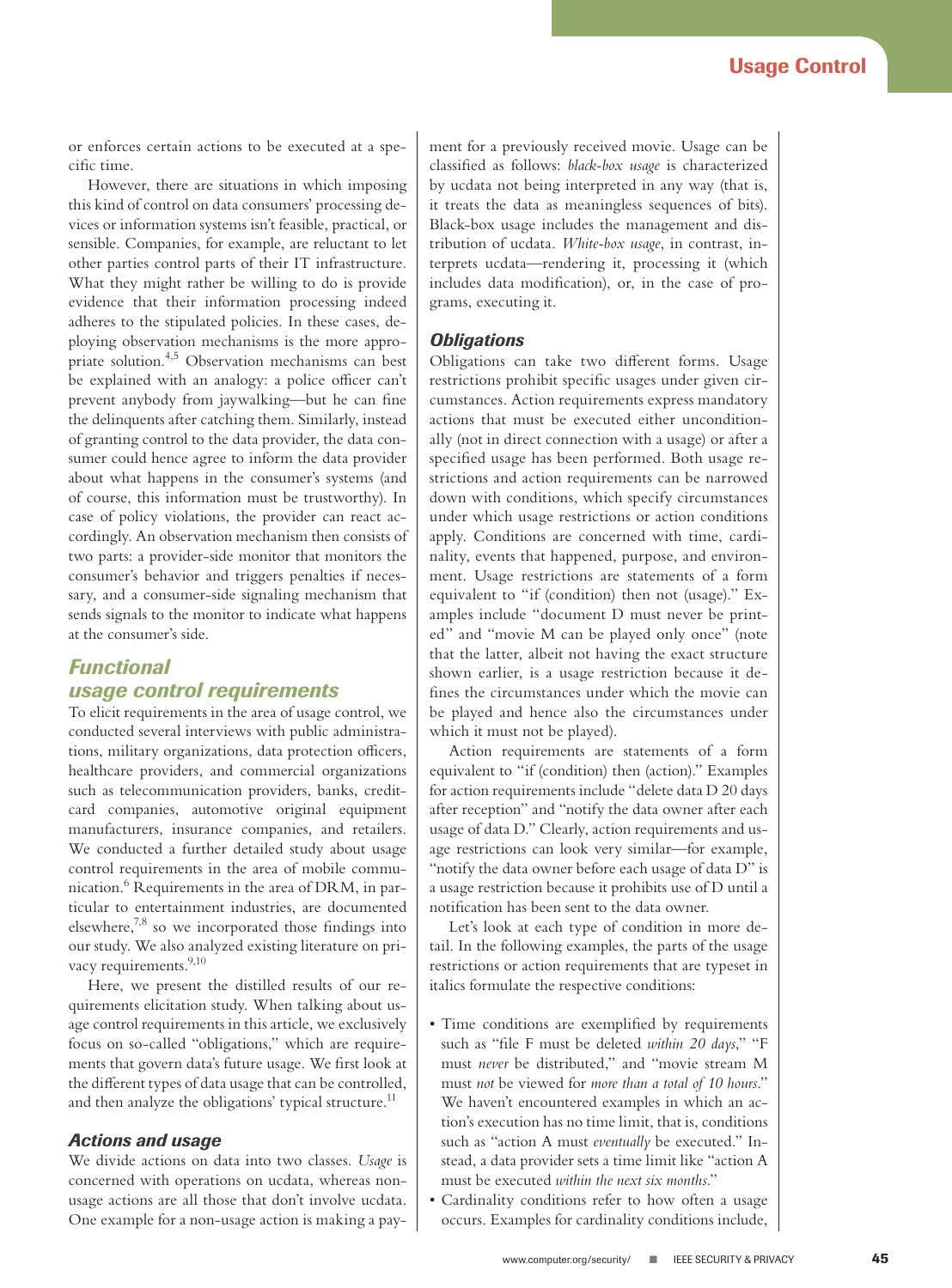or enforces certain actions to be executed at a specific time.

However, there are situations in which imposing this kind of control on data consumers' processing devices or information systems isn't feasible, practical, or sensible. Companies, for example, are reluctant to let other parties control parts of their IT infrastructure. What they might rather be willing to do is provide evidence that their information processing indeed adheres to the stipulated policies. In these cases, deploying observation mechanisms is the more appropriate solution.[4,5] Observation mechanisms can best be explained with an analogy: a police officer can't prevent anybody from jaywalking—but he can fine the delinquents after catching them. Similarly, instead of granting control to the data provider, the data consumer could hence agree to inform the data provider about what happens in the consumer's systems (and of course, this information must be trustworthy). In case of policy violations, the provider can react accordingly. An observation mechanism then consists of two parts: a provider-side monitor that monitors the consumer's behavior and triggers penalties if necessary, and a consumer-side signaling mechanism that sends signals to the monitor to indicate what happens at the consumer's side.

## Functional usage control requirements

To elicit requirements in the area of usage control, we conducted several interviews with public administrations, military organizations, data protection officers, healthcare providers, and commercial organizations such as telecommunication providers, banks, credit-card companies, automotive original equipment manufacturers, insurance companies, and retailers. We conducted a further detailed study about usage control requirements in the area of mobile communication.[6] Requirements in the area of DRM, in particular to entertainment industries, are documented elsewhere,[7,8] so we incorporated those findings into our study. We also analyzed existing literature on privacy requirements.[9,10]

Here, we present the distilled results of our requirements elicitation study. When talking about usage control requirements in this article, we exclusively focus on so-called "obligations," which are requirements that govern data's future usage. We first look at the different types of data usage that can be controlled, and then analyze the obligations' typical structure.[11]

### Actions and usage

We divide actions on data into two classes. *Usage* is concerned with operations on ucdata, whereas non-usage actions are all those that don't involve ucdata. One example for a non-usage action is making a payment for a previously received movie. Usage can be classified as follows: *black-box usage* is characterized by ucdata not being interpreted in any way (that is, it treats the data as meaningless sequences of bits). Black-box usage includes the management and distribution of ucdata. *White-box usage*, in contrast, interprets ucdata—rendering it, processing it (which includes data modification), or, in the case of programs, executing it.

### Obligations

Obligations can take two different forms. Usage restrictions prohibit specific usages under given circumstances. Action requirements express mandatory actions that must be executed either unconditionally (not in direct connection with a usage) or after a specified usage has been performed. Both usage restrictions and action requirements can be narrowed down with conditions, which specify circumstances under which usage restrictions or action conditions apply. Conditions are concerned with time, cardinality, events that happened, purpose, and environment. Usage restrictions are statements of a form equivalent to "if (condition) then not (usage)." Examples include "document D must never be printed" and "movie M can be played only once" (note that the latter, albeit not having the exact structure shown earlier, is a usage restriction because it defines the circumstances under which the movie can be played and hence also the circumstances under which it must not be played).

Action requirements are statements of a form equivalent to "if (condition) then (action)." Examples for action requirements include "delete data D 20 days after reception" and "notify the data owner after each usage of data D." Clearly, action requirements and usage restrictions can look very similar—for example, "notify the data owner before each usage of data D" is a usage restriction because it prohibits use of D until a notification has been sent to the data owner.

Let's look at each type of condition in more detail. In the following examples, the parts of the usage restrictions or action requirements that are typeset in italics formulate the respective conditions:

- Time conditions are exemplified by requirements such as "file F must be deleted *within 20 days*," "F must *never* be distributed," and "movie stream M must *not* be viewed for *more than a total of 10 hours*." We haven't encountered examples in which an action's execution has no time limit, that is, conditions such as "action A must *eventually* be executed." Instead, a data provider sets a time limit like "action A must be executed *within the next six months*."
- Cardinality conditions refer to how often a usage occurs. Examples for cardinality conditions include,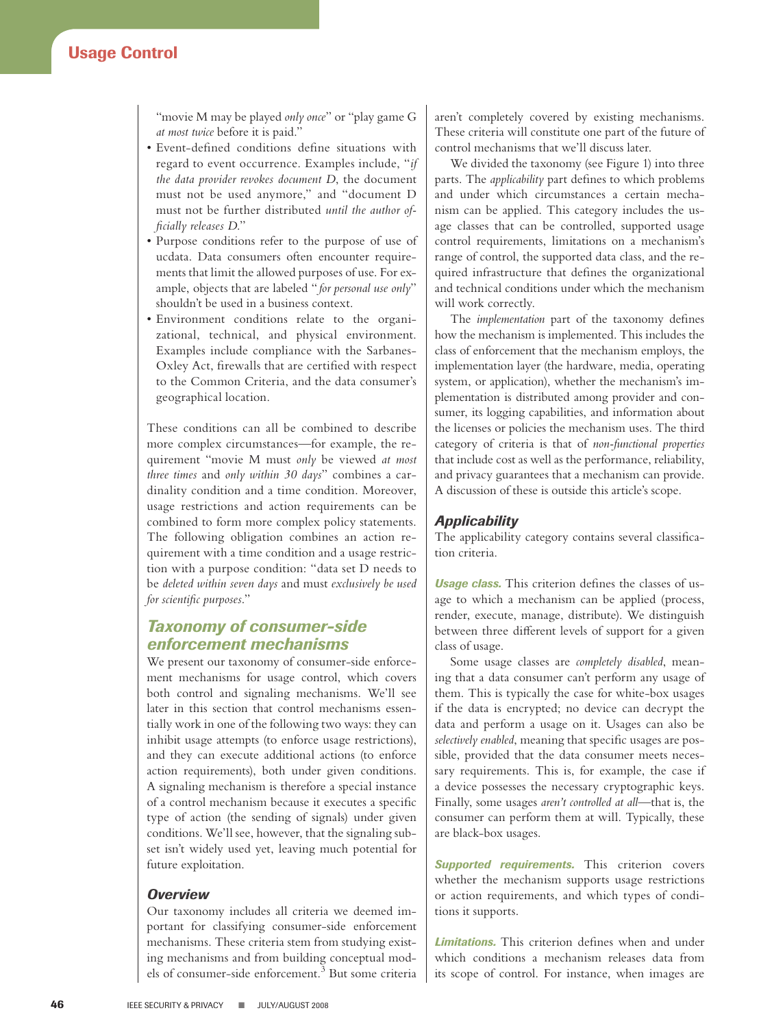"movie M may be played *only once*" or "play game G *at most twice* before it is paid."

- Event-defined conditions define situations with regard to event occurrence. Examples include, "*if the data provider revokes document D*, the document must not be used anymore," and "document D must not be further distributed *until the author officially releases D*."
- Purpose conditions refer to the purpose of use of ucdata. Data consumers often encounter requirements that limit the allowed purposes of use. For example, objects that are labeled "*for personal use only*" shouldn't be used in a business context.
- Environment conditions relate to the organizational, technical, and physical environment. Examples include compliance with the Sarbanes-Oxley Act, firewalls that are certified with respect to the Common Criteria, and the data consumer's geographical location.

These conditions can all be combined to describe more complex circumstances—for example, the requirement "movie M must *only* be viewed *at most three times* and *only within 30 days*" combines a cardinality condition and a time condition. Moreover, usage restrictions and action requirements can be combined to form more complex policy statements. The following obligation combines an action requirement with a time condition and a usage restriction with a purpose condition: "data set D needs to be *deleted within seven days* and must *exclusively be used for scientific purposes*."

## Taxonomy of consumer-side enforcement mechanisms

We present our taxonomy of consumer-side enforcement mechanisms for usage control, which covers both control and signaling mechanisms. We'll see later in this section that control mechanisms essentially work in one of the following two ways: they can inhibit usage attempts (to enforce usage restrictions), and they can execute additional actions (to enforce action requirements), both under given conditions. A signaling mechanism is therefore a special instance of a control mechanism because it executes a specific type of action (the sending of signals) under given conditions. We'll see, however, that the signaling subset isn't widely used yet, leaving much potential for future exploitation.

### Overview

Our taxonomy includes all criteria we deemed important for classifying consumer-side enforcement mechanisms. These criteria stem from studying existing mechanisms and from building conceptual models of consumer-side enforcement.[3] But some criteria aren't completely covered by existing mechanisms. These criteria will constitute one part of the future of control mechanisms that we'll discuss later.

We divided the taxonomy (see Figure 1) into three parts. The *applicability* part defines to which problems and under which circumstances a certain mechanism can be applied. This category includes the usage classes that can be controlled, supported usage control requirements, limitations on a mechanism's range of control, the supported data class, and the required infrastructure that defines the organizational and technical conditions under which the mechanism will work correctly.

The *implementation* part of the taxonomy defines how the mechanism is implemented. This includes the class of enforcement that the mechanism employs, the implementation layer (the hardware, media, operating system, or application), whether the mechanism's implementation is distributed among provider and consumer, its logging capabilities, and information about the licenses or policies the mechanism uses. The third category of criteria is that of *non-functional properties* that include cost as well as the performance, reliability, and privacy guarantees that a mechanism can provide. A discussion of these is outside this article's scope.

### Applicability

The applicability category contains several classification criteria.

***Usage class.*** This criterion defines the classes of usage to which a mechanism can be applied (process, render, execute, manage, distribute). We distinguish between three different levels of support for a given class of usage.

Some usage classes are *completely disabled*, meaning that a data consumer can't perform any usage of them. This is typically the case for white-box usages if the data is encrypted; no device can decrypt the data and perform a usage on it. Usages can also be *selectively enabled*, meaning that specific usages are possible, provided that the data consumer meets necessary requirements. This is, for example, the case if a device possesses the necessary cryptographic keys. Finally, some usages *aren't controlled at all*—that is, the consumer can perform them at will. Typically, these are black-box usages.

***Supported requirements.*** This criterion covers whether the mechanism supports usage restrictions or action requirements, and which types of conditions it supports.

***Limitations.*** This criterion defines when and under which conditions a mechanism releases data from its scope of control. For instance, when images are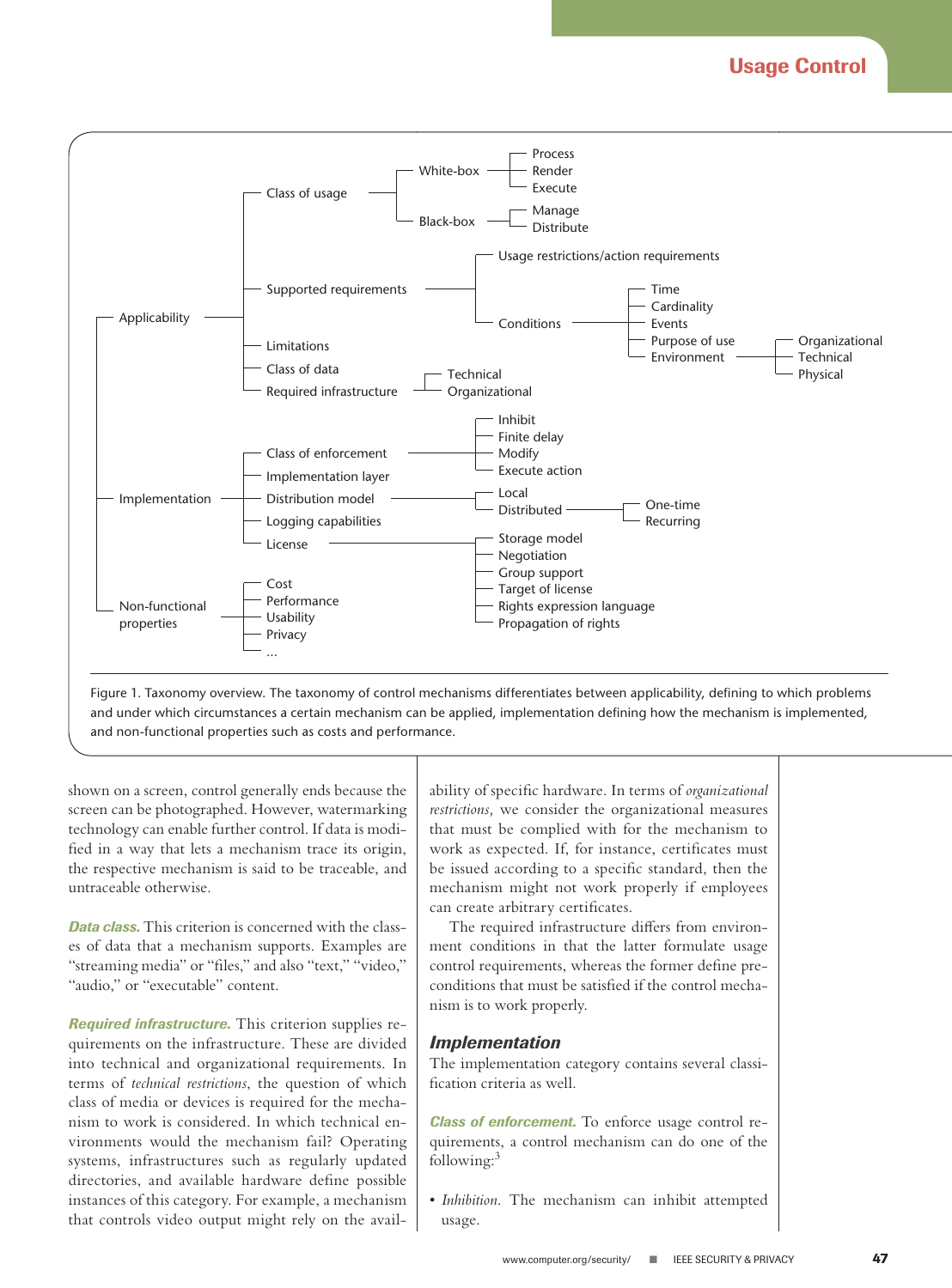- Applicability
  - Class of usage
    - White-box
      - Process
      - Render
      - Execute
    - Black-box
      - Manage
      - Distribute
  - Supported requirements
    - Usage restrictions/action requirements
    - Conditions
      - Time
      - Cardinality
      - Events
      - Purpose of use
      - Environment
        - Organizational
        - Technical
        - Physical
  - Limitations
  - Class of data
  - Required infrastructure
    - Technical
    - Organizational
- Implementation
  - Class of enforcement
    - Inhibit
    - Finite delay
    - Modify
    - Execute action
  - Implementation layer
  - Distribution model
    - Local
    - Distributed
      - One-time
      - Recurring
  - Logging capabilities
  - License
    - Storage model
    - Negotiation
    - Group support
    - Target of license
    - Rights expression language
    - Propagation of rights
- Non-functional properties
  - Cost
  - Performance
  - Usability
  - Privacy
  - ...

Figure 1. Taxonomy overview. The taxonomy of control mechanisms differentiates between applicability, defining to which problems and under which circumstances a certain mechanism can be applied, implementation defining how the mechanism is implemented, and non-functional properties such as costs and performance.

shown on a screen, control generally ends because the screen can be photographed. However, watermarking technology can enable further control. If data is modified in a way that lets a mechanism trace its origin, the respective mechanism is said to be traceable, and untraceable otherwise.

**Data class.** This criterion is concerned with the classes of data that a mechanism supports. Examples are "streaming media" or "files," and also "text," "video," "audio," or "executable" content.

**Required infrastructure.** This criterion supplies requirements on the infrastructure. These are divided into technical and organizational requirements. In terms of *technical restrictions*, the question of which class of media or devices is required for the mechanism to work is considered. In which technical environments would the mechanism fail? Operating systems, infrastructures such as regularly updated directories, and available hardware define possible instances of this category. For example, a mechanism that controls video output might rely on the availability of specific hardware. In terms of *organizational restrictions,* we consider the organizational measures that must be complied with for the mechanism to work as expected. If, for instance, certificates must be issued according to a specific standard, then the mechanism might not work properly if employees can create arbitrary certificates.

The required infrastructure differs from environment conditions in that the latter formulate usage control requirements, whereas the former define preconditions that must be satisfied if the control mechanism is to work properly.

## Implementation

The implementation category contains several classification criteria as well.

**Class of enforcement.** To enforce usage control requirements, a control mechanism can do one of the following:[3]

- *Inhibition*. The mechanism can inhibit attempted usage.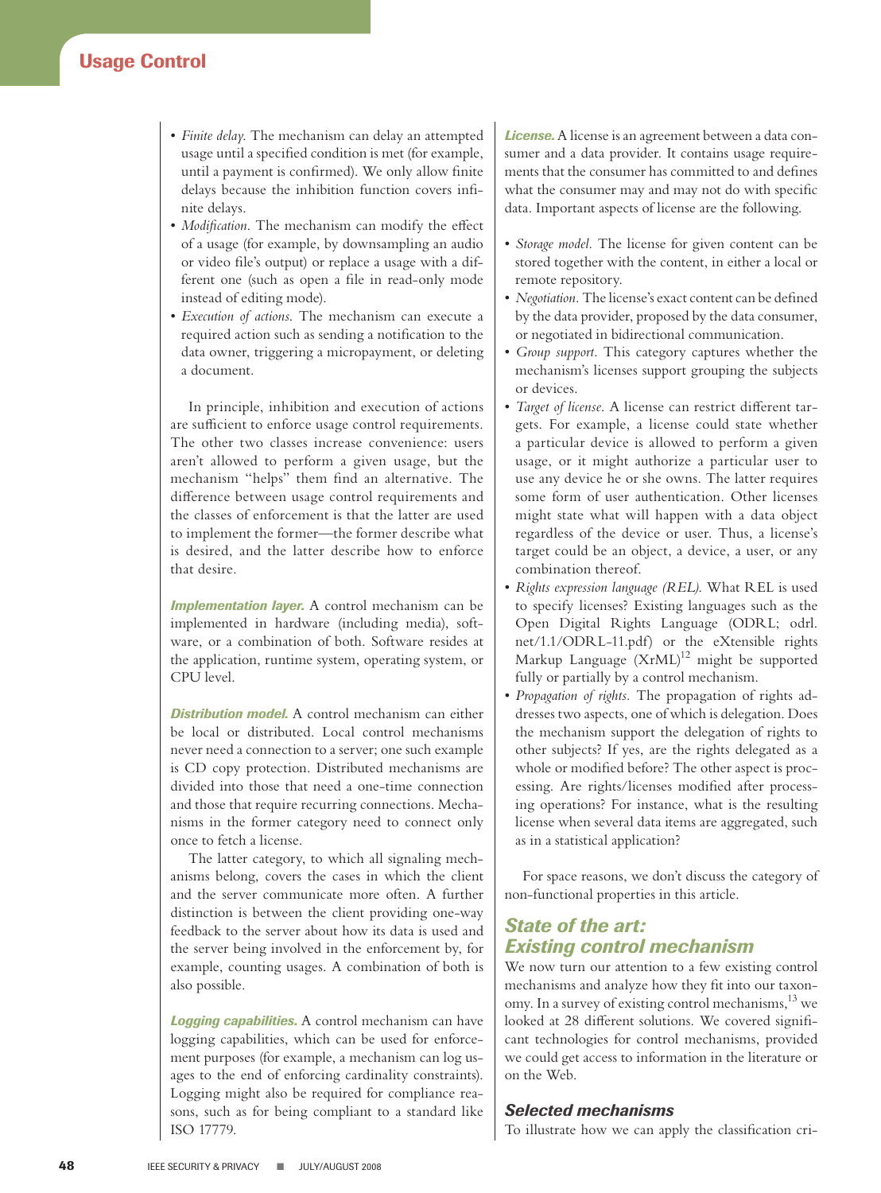- *Finite delay.* The mechanism can delay an attempted usage until a specified condition is met (for example, until a payment is confirmed). We only allow finite delays because the inhibition function covers infinite delays.
- *Modification.* The mechanism can modify the effect of a usage (for example, by downsampling an audio or video file's output) or replace a usage with a different one (such as open a file in read-only mode instead of editing mode).
- *Execution of actions.* The mechanism can execute a required action such as sending a notification to the data owner, triggering a micropayment, or deleting a document.

In principle, inhibition and execution of actions are sufficient to enforce usage control requirements. The other two classes increase convenience: users aren't allowed to perform a given usage, but the mechanism "helps" them find an alternative. The difference between usage control requirements and the classes of enforcement is that the latter are used to implement the former—the former describe what is desired, and the latter describe how to enforce that desire.

***Implementation layer.*** A control mechanism can be implemented in hardware (including media), software, or a combination of both. Software resides at the application, runtime system, operating system, or CPU level.

***Distribution model.*** A control mechanism can either be local or distributed. Local control mechanisms never need a connection to a server; one such example is CD copy protection. Distributed mechanisms are divided into those that need a one-time connection and those that require recurring connections. Mechanisms in the former category need to connect only once to fetch a license.

The latter category, to which all signaling mechanisms belong, covers the cases in which the client and the server communicate more often. A further distinction is between the client providing one-way feedback to the server about how its data is used and the server being involved in the enforcement by, for example, counting usages. A combination of both is also possible.

***Logging capabilities.*** A control mechanism can have logging capabilities, which can be used for enforcement purposes (for example, a mechanism can log usages to the end of enforcing cardinality constraints). Logging might also be required for compliance reasons, such as for being compliant to a standard like ISO 17779.

***License.*** A license is an agreement between a data consumer and a data provider. It contains usage requirements that the consumer has committed to and defines what the consumer may and may not do with specific data. Important aspects of license are the following.

- *Storage model.* The license for given content can be stored together with the content, in either a local or remote repository.
- *Negotiation.* The license's exact content can be defined by the data provider, proposed by the data consumer, or negotiated in bidirectional communication.
- *Group support.* This category captures whether the mechanism's licenses support grouping the subjects or devices.
- *Target of license.* A license can restrict different targets. For example, a license could state whether a particular device is allowed to perform a given usage, or it might authorize a particular user to use any device he or she owns. The latter requires some form of user authentication. Other licenses might state what will happen with a data object regardless of the device or user. Thus, a license's target could be an object, a device, a user, or any combination thereof.
- *Rights expression language (REL).* What REL is used to specify licenses? Existing languages such as the Open Digital Rights Language (ODRL; odrl.net/1.1/ODRL-11.pdf) or the eXtensible rights Markup Language (XrML)[12] might be supported fully or partially by a control mechanism.
- *Propagation of rights.* The propagation of rights addresses two aspects, one of which is delegation. Does the mechanism support the delegation of rights to other subjects? If yes, are the rights delegated as a whole or modified before? The other aspect is processing. Are rights/licenses modified after processing operations? For instance, what is the resulting license when several data items are aggregated, such as in a statistical application?

For space reasons, we don't discuss the category of non-functional properties in this article.

## State of the art: Existing control mechanism

We now turn our attention to a few existing control mechanisms and analyze how they fit into our taxonomy. In a survey of existing control mechanisms,[13] we looked at 28 different solutions. We covered significant technologies for control mechanisms, provided we could get access to information in the literature or on the Web.

### Selected mechanisms

To illustrate how we can apply the classification cri-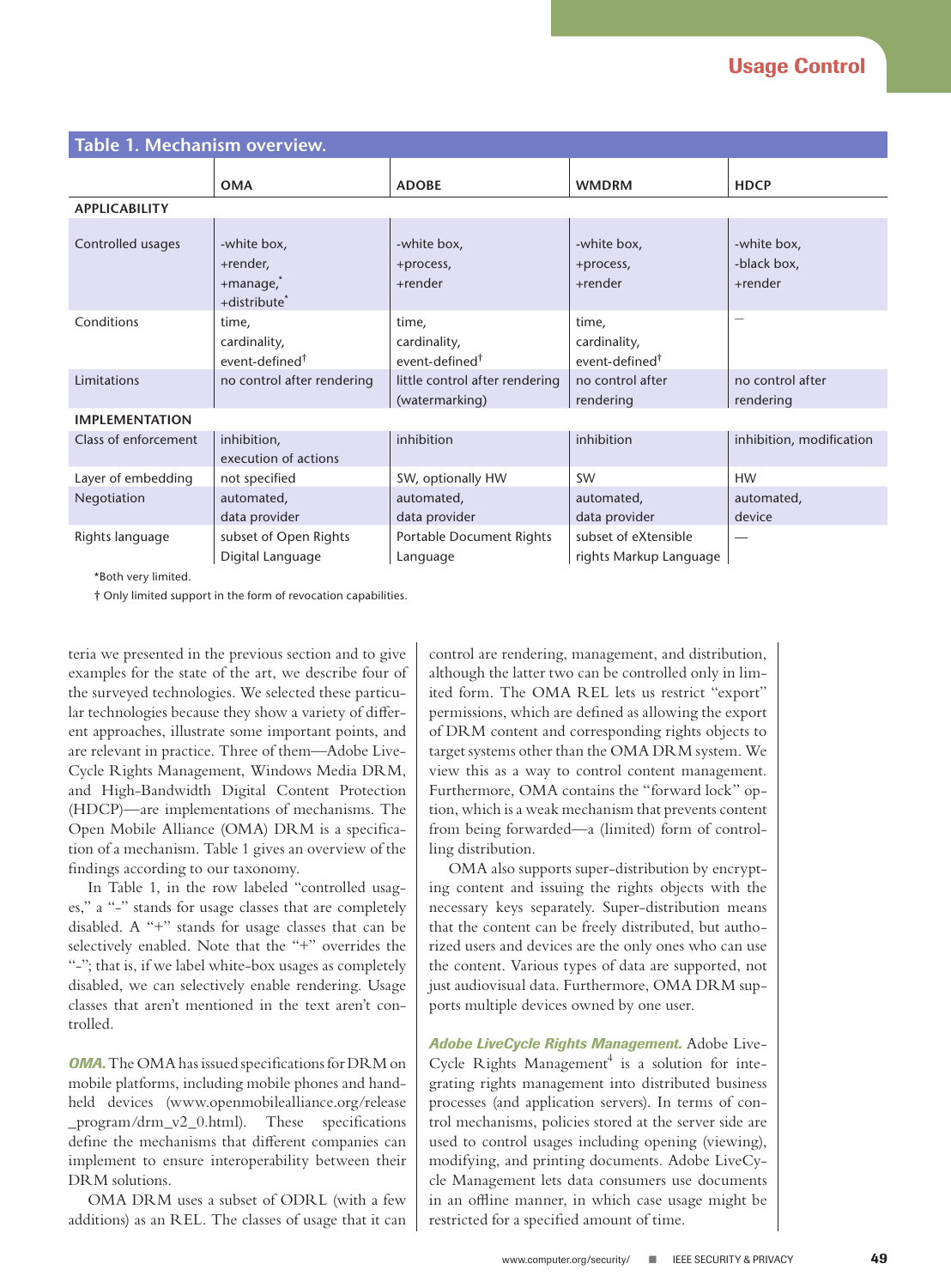**Table 1. Mechanism overview.**

| | OMA | ADOBE | WMDRM | HDCP |
|---|---|---|---|---|
| **APPLICABILITY** | | | | |
| Controlled usages | -white box, +render, +manage,* +distribute* | -white box, +process, +render | -white box, +process, +render | -white box, -black box, +render |
| Conditions | time, cardinality, event-defined† | time, cardinality, event-defined† | time, cardinality, event-defined† | — |
| Limitations | no control after rendering | little control after rendering (watermarking) | no control after rendering | no control after rendering |
| **IMPLEMENTATION** | | | | |
| Class of enforcement | inhibition, execution of actions | inhibition | inhibition | inhibition, modification |
| Layer of embedding | not specified | SW, optionally HW | SW | HW |
| Negotiation | automated, data provider | automated, data provider | automated, data provider | automated, device |
| Rights language | subset of Open Rights Digital Language | Portable Document Rights Language | subset of eXtensible rights Markup Language | — |

*Both very limited.

† Only limited support in the form of revocation capabilities.

teria we presented in the previous section and to give examples for the state of the art, we describe four of the surveyed technologies. We selected these particular technologies because they show a variety of different approaches, illustrate some important points, and are relevant in practice. Three of them—Adobe LiveCycle Rights Management, Windows Media DRM, and High-Bandwidth Digital Content Protection (HDCP)—are implementations of mechanisms. The Open Mobile Alliance (OMA) DRM is a specification of a mechanism. Table 1 gives an overview of the findings according to our taxonomy.

In Table 1, in the row labeled "controlled usages," a "-" stands for usage classes that are completely disabled. A "+" stands for usage classes that can be selectively enabled. Note that the "+" overrides the "-"; that is, if we label white-box usages as completely disabled, we can selectively enable rendering. Usage classes that aren't mentioned in the text aren't controlled.

***OMA.*** The OMA has issued specifications for DRM on mobile platforms, including mobile phones and handheld devices (www.openmobilealliance.org/release_program/drm_v2_0.html). These specifications define the mechanisms that different companies can implement to ensure interoperability between their DRM solutions.

OMA DRM uses a subset of ODRL (with a few additions) as an REL. The classes of usage that it can control are rendering, management, and distribution, although the latter two can be controlled only in limited form. The OMA REL lets us restrict "export" permissions, which are defined as allowing the export of DRM content and corresponding rights objects to target systems other than the OMA DRM system. We view this as a way to control content management. Furthermore, OMA contains the "forward lock" option, which is a weak mechanism that prevents content from being forwarded—a (limited) form of controlling distribution.

OMA also supports super-distribution by encrypting content and issuing the rights objects with the necessary keys separately. Super-distribution means that the content can be freely distributed, but authorized users and devices are the only ones who can use the content. Various types of data are supported, not just audiovisual data. Furthermore, OMA DRM supports multiple devices owned by one user.

***Adobe LiveCycle Rights Management.*** Adobe LiveCycle Rights Management[4] is a solution for integrating rights management into distributed business processes (and application servers). In terms of control mechanisms, policies stored at the server side are used to control usages including opening (viewing), modifying, and printing documents. Adobe LiveCycle Management lets data consumers use documents in an offline manner, in which case usage might be restricted for a specified amount of time.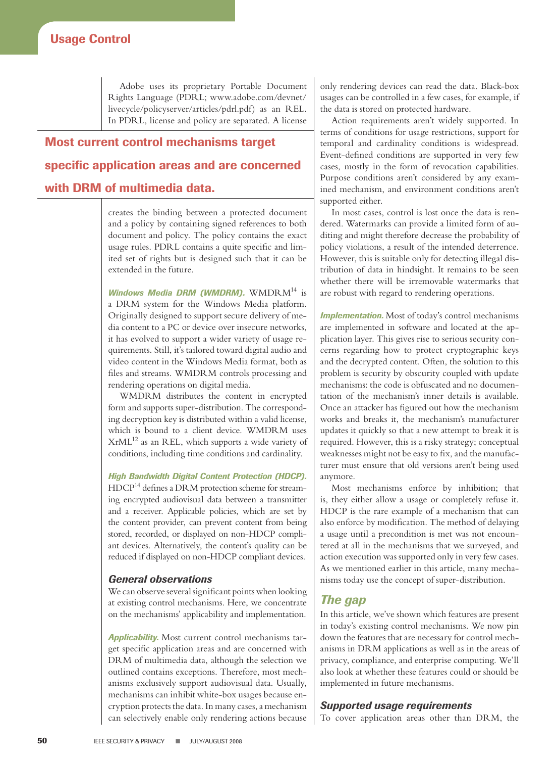Adobe uses its proprietary Portable Document Rights Language (PDRL; www.adobe.com/devnet/livecycle/policyserver/articles/pdrl.pdf) as an REL. In PDRL, license and policy are separated. A license creates the binding between a protected document and a policy by containing signed references to both document and policy. The policy contains the exact usage rules. PDRL contains a quite specific and limited set of rights but is designed such that it can be extended in the future.

> **Most current control mechanisms target specific application areas and are concerned with DRM of multimedia data.**

***Windows Media DRM (WMDRM).*** WMDRM[14] is a DRM system for the Windows Media platform. Originally designed to support secure delivery of media content to a PC or device over insecure networks, it has evolved to support a wider variety of usage requirements. Still, it's tailored toward digital audio and video content in the Windows Media format, both as files and streams. WMDRM controls processing and rendering operations on digital media.

WMDRM distributes the content in encrypted form and supports super-distribution. The corresponding decryption key is distributed within a valid license, which is bound to a client device. WMDRM uses XrML[12] as an REL, which supports a wide variety of conditions, including time conditions and cardinality.

***High Bandwidth Digital Content Protection (HDCP).*** HDCP[14] defines a DRM protection scheme for streaming encrypted audiovisual data between a transmitter and a receiver. Applicable policies, which are set by the content provider, can prevent content from being stored, recorded, or displayed on non-HDCP compliant devices. Alternatively, the content's quality can be reduced if displayed on non-HDCP compliant devices.

### General observations

We can observe several significant points when looking at existing control mechanisms. Here, we concentrate on the mechanisms' applicability and implementation.

***Applicability.*** Most current control mechanisms target specific application areas and are concerned with DRM of multimedia data, although the selection we outlined contains exceptions. Therefore, most mechanisms exclusively support audiovisual data. Usually, mechanisms can inhibit white-box usages because encryption protects the data. In many cases, a mechanism can selectively enable only rendering actions because only rendering devices can read the data. Black-box usages can be controlled in a few cases, for example, if the data is stored on protected hardware.

Action requirements aren't widely supported. In terms of conditions for usage restrictions, support for temporal and cardinality conditions is widespread. Event-defined conditions are supported in very few cases, mostly in the form of revocation capabilities. Purpose conditions aren't considered by any examined mechanism, and environment conditions aren't supported either.

In most cases, control is lost once the data is rendered. Watermarks can provide a limited form of auditing and might therefore decrease the probability of policy violations, a result of the intended deterrence. However, this is suitable only for detecting illegal distribution of data in hindsight. It remains to be seen whether there will be irremovable watermarks that are robust with regard to rendering operations.

***Implementation.*** Most of today's control mechanisms are implemented in software and located at the application layer. This gives rise to serious security concerns regarding how to protect cryptographic keys and the decrypted content. Often, the solution to this problem is security by obscurity coupled with update mechanisms: the code is obfuscated and no documentation of the mechanism's inner details is available. Once an attacker has figured out how the mechanism works and breaks it, the mechanism's manufacturer updates it quickly so that a new attempt to break it is required. However, this is a risky strategy; conceptual weaknesses might not be easy to fix, and the manufacturer must ensure that old versions aren't being used anymore.

Most mechanisms enforce by inhibition; that is, they either allow a usage or completely refuse it. HDCP is the rare example of a mechanism that can also enforce by modification. The method of delaying a usage until a precondition is met was not encountered at all in the mechanisms that we surveyed, and action execution was supported only in very few cases. As we mentioned earlier in this article, many mechanisms today use the concept of super-distribution.

## The gap

In this article, we've shown which features are present in today's existing control mechanisms. We now pin down the features that are necessary for control mechanisms in DRM applications as well as in the areas of privacy, compliance, and enterprise computing. We'll also look at whether these features could or should be implemented in future mechanisms.

### Supported usage requirements

To cover application areas other than DRM, the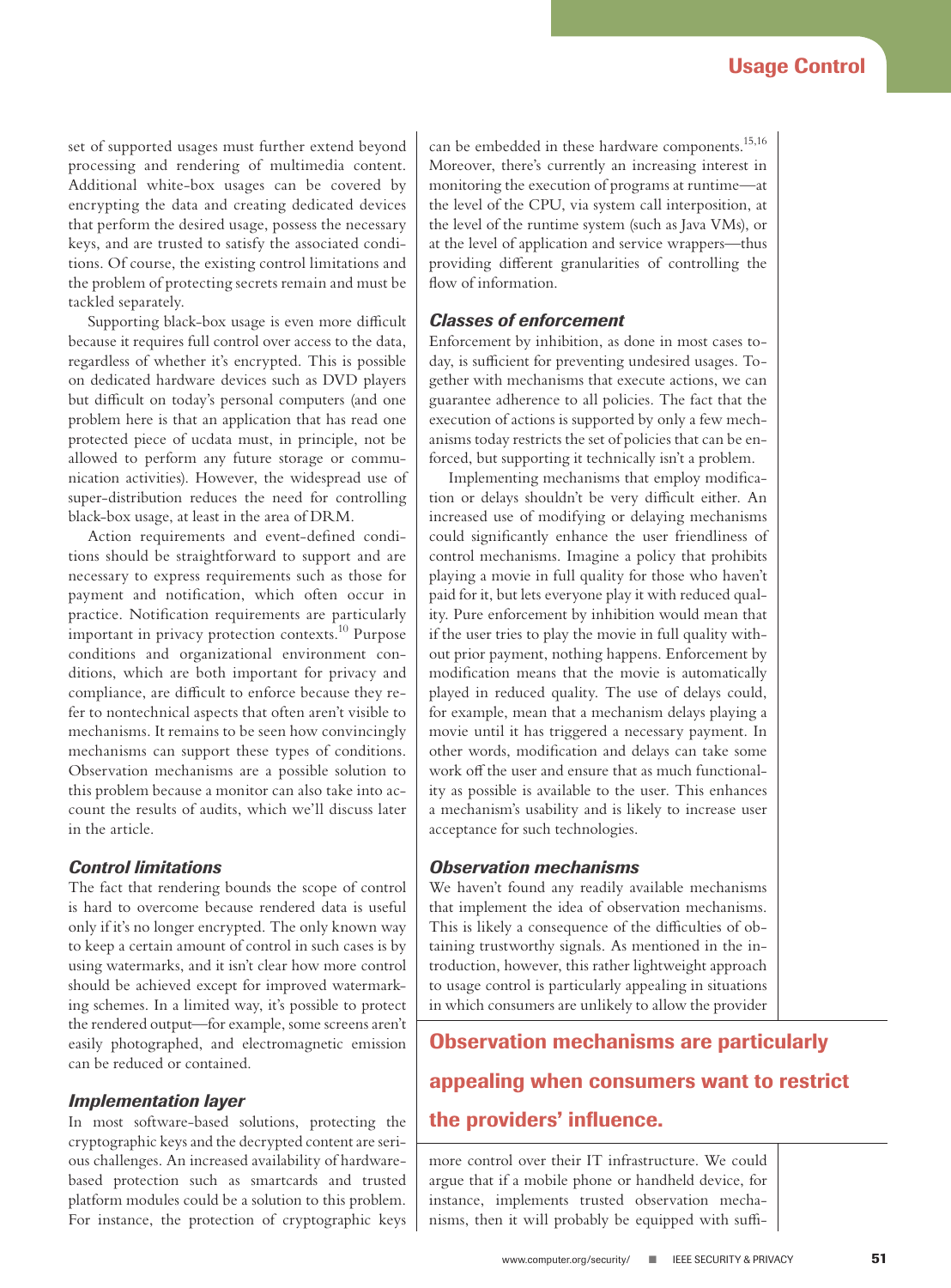set of supported usages must further extend beyond processing and rendering of multimedia content. Additional white-box usages can be covered by encrypting the data and creating dedicated devices that perform the desired usage, possess the necessary keys, and are trusted to satisfy the associated conditions. Of course, the existing control limitations and the problem of protecting secrets remain and must be tackled separately.

Supporting black-box usage is even more difficult because it requires full control over access to the data, regardless of whether it's encrypted. This is possible on dedicated hardware devices such as DVD players but difficult on today's personal computers (and one problem here is that an application that has read one protected piece of ucdata must, in principle, not be allowed to perform any future storage or communication activities). However, the widespread use of super-distribution reduces the need for controlling black-box usage, at least in the area of DRM.

Action requirements and event-defined conditions should be straightforward to support and are necessary to express requirements such as those for payment and notification, which often occur in practice. Notification requirements are particularly important in privacy protection contexts.[10] Purpose conditions and organizational environment conditions, which are both important for privacy and compliance, are difficult to enforce because they refer to nontechnical aspects that often aren't visible to mechanisms. It remains to be seen how convincingly mechanisms can support these types of conditions. Observation mechanisms are a possible solution to this problem because a monitor can also take into account the results of audits, which we'll discuss later in the article.

### Control limitations

The fact that rendering bounds the scope of control is hard to overcome because rendered data is useful only if it's no longer encrypted. The only known way to keep a certain amount of control in such cases is by using watermarks, and it isn't clear how more control should be achieved except for improved watermarking schemes. In a limited way, it's possible to protect the rendered output—for example, some screens aren't easily photographed, and electromagnetic emission can be reduced or contained.

### Implementation layer

In most software-based solutions, protecting the cryptographic keys and the decrypted content are serious challenges. An increased availability of hardware-based protection such as smartcards and trusted platform modules could be a solution to this problem. For instance, the protection of cryptographic keys can be embedded in these hardware components.[15,16] Moreover, there's currently an increasing interest in monitoring the execution of programs at runtime—at the level of the CPU, via system call interposition, at the level of the runtime system (such as Java VMs), or at the level of application and service wrappers—thus providing different granularities of controlling the flow of information.

### Classes of enforcement

Enforcement by inhibition, as done in most cases today, is sufficient for preventing undesired usages. Together with mechanisms that execute actions, we can guarantee adherence to all policies. The fact that the execution of actions is supported by only a few mechanisms today restricts the set of policies that can be enforced, but supporting it technically isn't a problem.

Implementing mechanisms that employ modification or delays shouldn't be very difficult either. An increased use of modifying or delaying mechanisms could significantly enhance the user friendliness of control mechanisms. Imagine a policy that prohibits playing a movie in full quality for those who haven't paid for it, but lets everyone play it with reduced quality. Pure enforcement by inhibition would mean that if the user tries to play the movie in full quality without prior payment, nothing happens. Enforcement by modification means that the movie is automatically played in reduced quality. The use of delays could, for example, mean that a mechanism delays playing a movie until it has triggered a necessary payment. In other words, modification and delays can take some work off the user and ensure that as much functionality as possible is available to the user. This enhances a mechanism's usability and is likely to increase user acceptance for such technologies.

### Observation mechanisms

We haven't found any readily available mechanisms that implement the idea of observation mechanisms. This is likely a consequence of the difficulties of obtaining trustworthy signals. As mentioned in the introduction, however, this rather lightweight approach to usage control is particularly appealing in situations in which consumers are unlikely to allow the provider more control over their IT infrastructure. We could argue that if a mobile phone or handheld device, for instance, implements trusted observation mechanisms, then it will probably be equipped with suffi-

**Observation mechanisms are particularly appealing when consumers want to restrict the providers' influence.**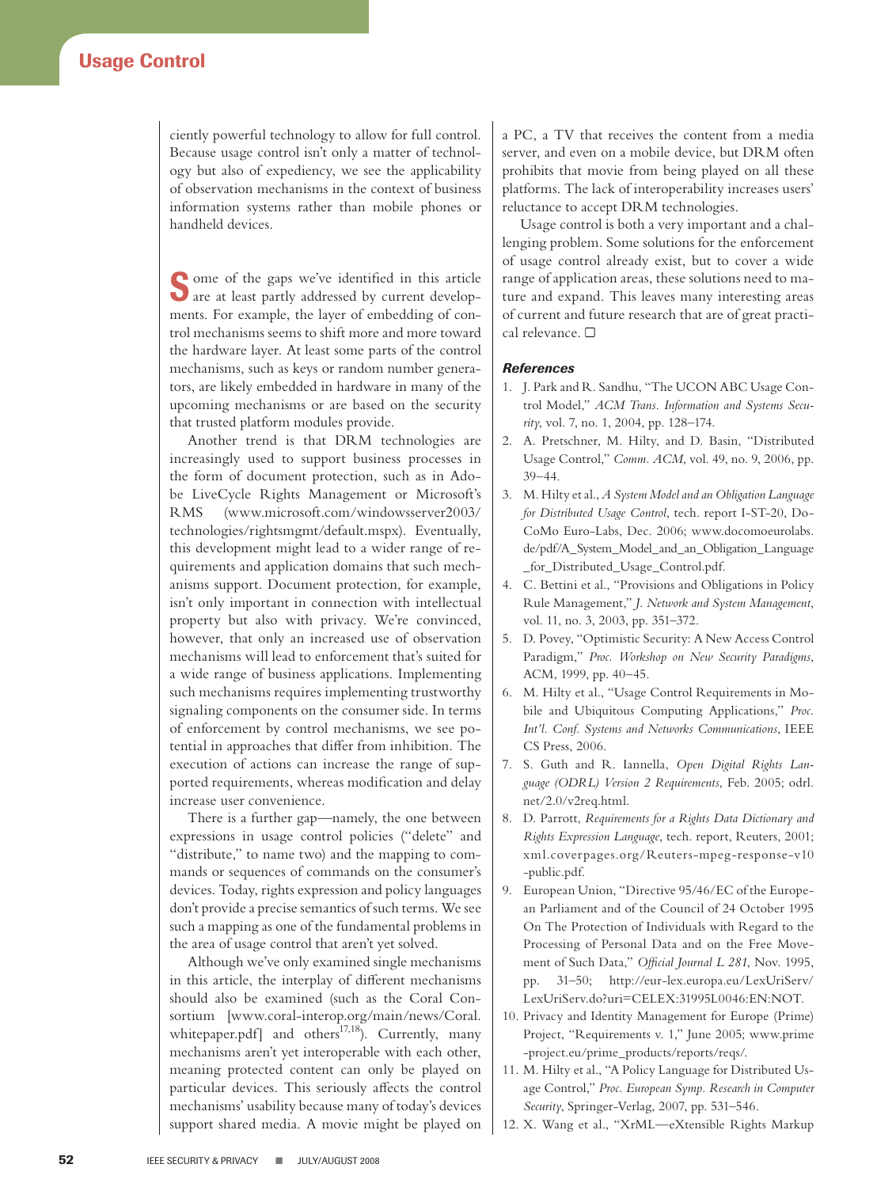ciently powerful technology to allow for full control. Because usage control isn't only a matter of technology but also of expediency, we see the applicability of observation mechanisms in the context of business information systems rather than mobile phones or handheld devices.

Some of the gaps we've identified in this article are at least partly addressed by current developments. For example, the layer of embedding of control mechanisms seems to shift more and more toward the hardware layer. At least some parts of the control mechanisms, such as keys or random number generators, are likely embedded in hardware in many of the upcoming mechanisms or are based on the security that trusted platform modules provide.

Another trend is that DRM technologies are increasingly used to support business processes in the form of document protection, such as in Adobe LiveCycle Rights Management or Microsoft's RMS (www.microsoft.com/windowsserver2003/technologies/rightsmgmt/default.mspx). Eventually, this development might lead to a wider range of requirements and application domains that such mechanisms support. Document protection, for example, isn't only important in connection with intellectual property but also with privacy. We're convinced, however, that only an increased use of observation mechanisms will lead to enforcement that's suited for a wide range of business applications. Implementing such mechanisms requires implementing trustworthy signaling components on the consumer side. In terms of enforcement by control mechanisms, we see potential in approaches that differ from inhibition. The execution of actions can increase the range of supported requirements, whereas modification and delay increase user convenience.

There is a further gap—namely, the one between expressions in usage control policies ("delete" and "distribute," to name two) and the mapping to commands or sequences of commands on the consumer's devices. Today, rights expression and policy languages don't provide a precise semantics of such terms. We see such a mapping as one of the fundamental problems in the area of usage control that aren't yet solved.

Although we've only examined single mechanisms in this article, the interplay of different mechanisms should also be examined (such as the Coral Consortium [www.coral-interop.org/main/news/Coral.whitepaper.pdf] and others[17,18]). Currently, many mechanisms aren't yet interoperable with each other, meaning protected content can only be played on particular devices. This seriously affects the control mechanisms' usability because many of today's devices support shared media. A movie might be played on a PC, a TV that receives the content from a media server, and even on a mobile device, but DRM often prohibits that movie from being played on all these platforms. The lack of interoperability increases users' reluctance to accept DRM technologies.

Usage control is both a very important and a challenging problem. Some solutions for the enforcement of usage control already exist, but to cover a wide range of application areas, these solutions need to mature and expand. This leaves many interesting areas of current and future research that are of great practical relevance. ❑

### References

1. J. Park and R. Sandhu, "The UCON ABC Usage Control Model," *ACM Trans. Information and Systems Security*, vol. 7, no. 1, 2004, pp. 128–174.
2. A. Pretschner, M. Hilty, and D. Basin, "Distributed Usage Control," *Comm. ACM*, vol. 49, no. 9, 2006, pp. 39–44.
3. M. Hilty et al., *A System Model and an Obligation Language for Distributed Usage Control*, tech. report I-ST-20, DoCoMo Euro-Labs, Dec. 2006; www.docomoeurolabs.de/pdf/A_System_Model_and_an_Obligation_Language_for_Distributed_Usage_Control.pdf.
4. C. Bettini et al., "Provisions and Obligations in Policy Rule Management," *J. Network and System Management*, vol. 11, no. 3, 2003, pp. 351–372.
5. D. Povey, "Optimistic Security: A New Access Control Paradigm," *Proc. Workshop on New Security Paradigms*, ACM, 1999, pp. 40–45.
6. M. Hilty et al., "Usage Control Requirements in Mobile and Ubiquitous Computing Applications," *Proc. Int'l. Conf. Systems and Networks Communications*, IEEE CS Press, 2006.
7. S. Guth and R. Iannella, *Open Digital Rights Language (ODRL) Version 2 Requirements*, Feb. 2005; odrl.net/2.0/v2req.html.
8. D. Parrott, *Requirements for a Rights Data Dictionary and Rights Expression Language*, tech. report, Reuters, 2001; xml.coverpages.org/Reuters-mpeg-response-v10-public.pdf.
9. European Union, "Directive 95/46/EC of the European Parliament and of the Council of 24 October 1995 On The Protection of Individuals with Regard to the Processing of Personal Data and on the Free Movement of Such Data," *Official Journal L 281*, Nov. 1995, pp. 31–50; http://eur-lex.europa.eu/LexUriServ/LexUriServ.do?uri=CELEX:31995L0046:EN:NOT.
10. Privacy and Identity Management for Europe (Prime) Project, "Requirements v. 1," June 2005; www.prime-project.eu/prime_products/reports/reqs/.
11. M. Hilty et al., "A Policy Language for Distributed Usage Control," *Proc. European Symp. Research in Computer Security*, Springer-Verlag, 2007, pp. 531–546.
12. X. Wang et al., "XrML—eXtensible Rights Markup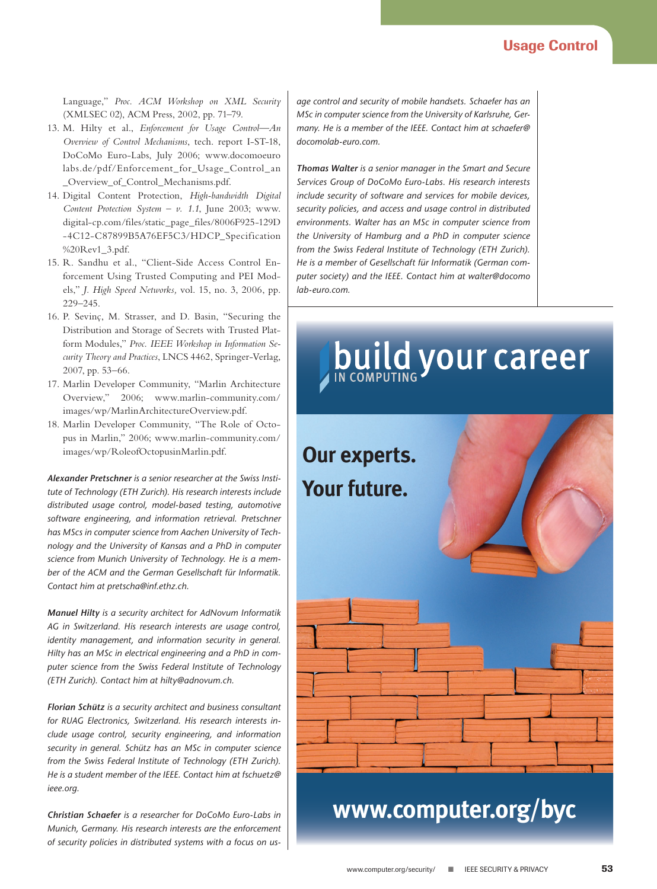Language," *Proc. ACM Workshop on XML Security* (XMLSEC 02), ACM Press, 2002, pp. 71–79.

13. M. Hilty et al., *Enforcement for Usage Control—An Overview of Control Mechanisms*, tech. report I-ST-18, DoCoMo Euro-Labs, July 2006; www.docomoeurolabs.de/pdf/Enforcement_for_Usage_Control_an_Overview_of_Control_Mechanisms.pdf.
14. Digital Content Protection, *High-bandwidth Digital Content Protection System – v. 1.1*, June 2003; www.digital-cp.com/files/static_page_files/8006F925-129D-4C12-C87899B5A76EF5C3/HDCP_Specification%20Rev1_3.pdf.
15. R. Sandhu et al., "Client-Side Access Control Enforcement Using Trusted Computing and PEI Models," *J. High Speed Networks,* vol. 15, no. 3, 2006, pp. 229–245.
16. P. Sevinç, M. Strasser, and D. Basin, "Securing the Distribution and Storage of Secrets with Trusted Platform Modules," *Proc. IEEE Workshop in Information Security Theory and Practices*, LNCS 4462, Springer-Verlag, 2007, pp. 53–66.
17. Marlin Developer Community, "Marlin Architecture Overview," 2006; www.marlin-community.com/images/wp/MarlinArchitectureOverview.pdf.
18. Marlin Developer Community, "The Role of Octopus in Marlin," 2006; www.marlin-community.com/images/wp/RoleofOctopusinMarlin.pdf.

***Alexander Pretschner*** *is a senior researcher at the Swiss Institute of Technology (ETH Zurich). His research interests include distributed usage control, model-based testing, automotive software engineering, and information retrieval. Pretschner has MScs in computer science from Aachen University of Technology and the University of Kansas and a PhD in computer science from Munich University of Technology. He is a member of the ACM and the German Gesellschaft für Informatik. Contact him at pretscha@inf.ethz.ch.*

***Manuel Hilty*** *is a security architect for AdNovum Informatik AG in Switzerland. His research interests are usage control, identity management, and information security in general. Hilty has an MSc in electrical engineering and a PhD in computer science from the Swiss Federal Institute of Technology (ETH Zurich). Contact him at hilty@adnovum.ch.*

***Florian Schütz*** *is a security architect and business consultant for RUAG Electronics, Switzerland. His research interests include usage control, security engineering, and information security in general. Schütz has an MSc in computer science from the Swiss Federal Institute of Technology (ETH Zurich). He is a student member of the IEEE. Contact him at fschuetz@ieee.org.*

***Christian Schaefer*** *is a researcher for DoCoMo Euro-Labs in Munich, Germany. His research interests are the enforcement of security policies in distributed systems with a focus on usage control and security of mobile handsets. Schaefer has an MSc in computer science from the University of Karlsruhe, Germany. He is a member of the IEEE. Contact him at schaefer@docomolab-euro.com.*

***Thomas Walter*** *is a senior manager in the Smart and Secure Services Group of DoCoMo Euro-Labs. His research interests include security of software and services for mobile devices, security policies, and access and usage control in distributed environments. Walter has an MSc in computer science from the University of Hamburg and a PhD in computer science from the Swiss Federal Institute of Technology (ETH Zurich). He is a member of Gesellschaft für Informatik (German computer society) and the IEEE. Contact him at walter@docomolab-euro.com.*

build your career IN COMPUTING

Our experts. Your future.

www.computer.org/byc